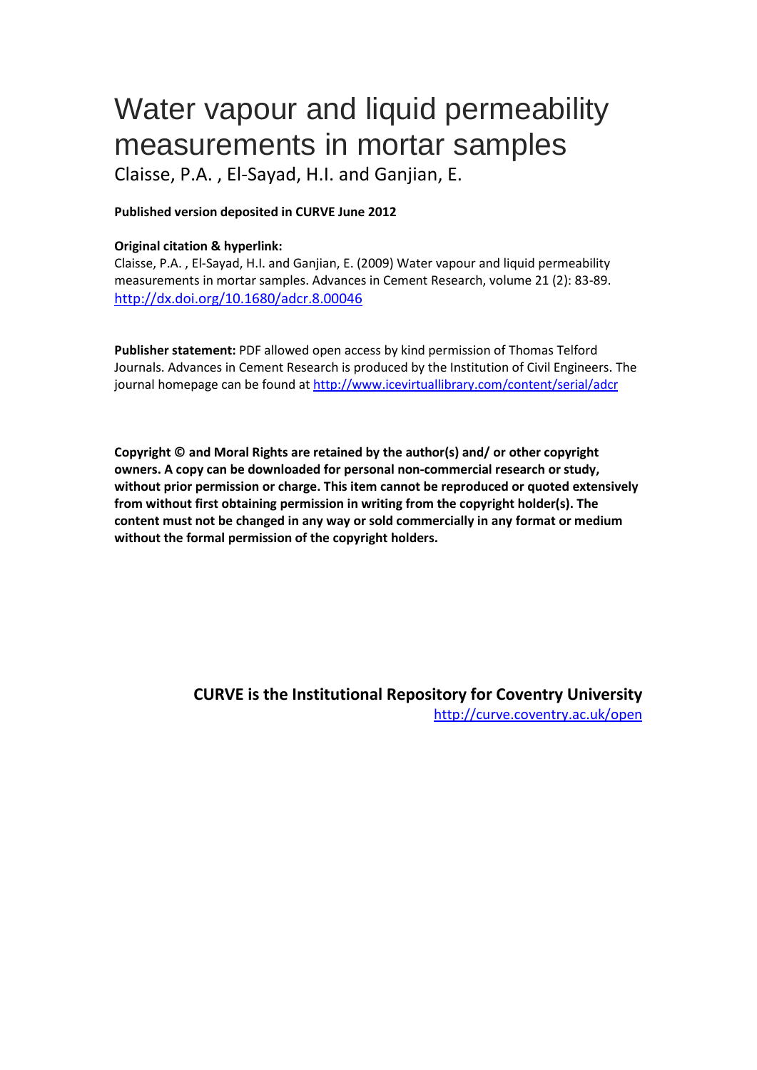# Water vapour and liquid permeability measurements in mortar samples

Claisse, P.A. , El-Sayad, H.I. and Ganjian, E.

**Published version deposited in CURVE June 2012**

**Original citation & hyperlink:**

Claisse, P.A. , El-Sayad, H.I. and Ganjian, E. (2009) Water vapour and liquid permeability measurements in mortar samples. Advances in Cement Research, volume 21 (2): 83-89. http://dx.doi.org/10.1680/adcr.8.00046

**Publisher statement:** PDF allowed open access by kind permission of Thomas Telford Journals. Advances in Cement Research is produced by the Institution of Civil Engineers. The journal homepage can be found at http://www.icevirtuallibrary.com/content/serial/adcr

**Copyright © and Moral Rights are retained by the author(s) and/ or other copyright owners. A copy can be downloaded for personal non-commercial research or study, without prior permission or charge. This item cannot be reproduced or quoted extensively from without first obtaining permission in writing from the copyright holder(s). The content must not be changed in any way or sold commercially in any format or medium without the formal permission of the copyright holders.**

**CURVE is the Institutional Repository for Coventry University**

http://curve.coventry.ac.uk/open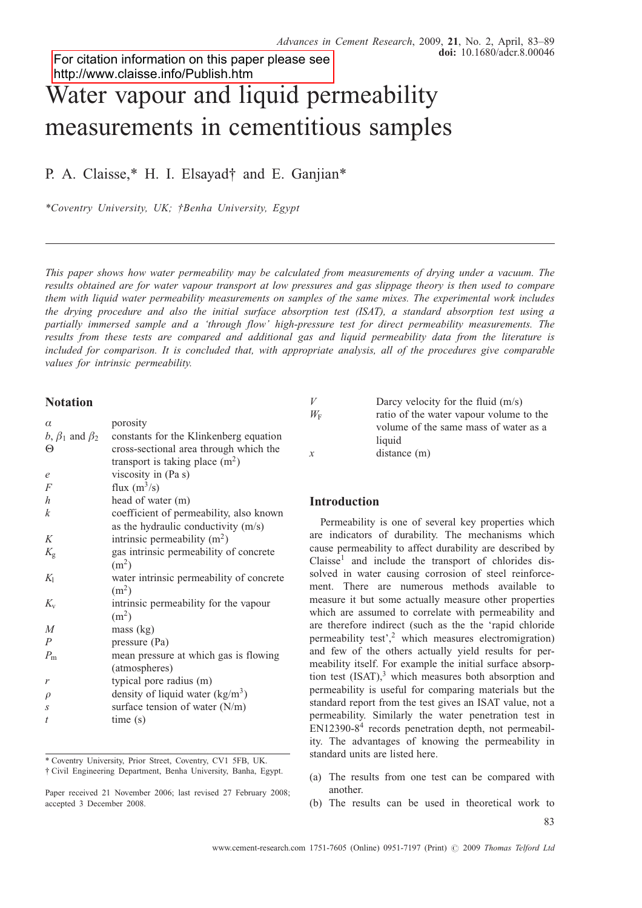For citation information on this paper please see http://www.claisse.info/Publish.htm

# Water vapour and liquid permeability measurements in cementitious samples

P. A. Claisse,* H. I. Elsayad† and E. Ganjian*

*Coventry University, UK; †Benha University, Egypt

*This paper shows how water permeability may be calculated from measurements of drying under a vacuum. The results obtained are for water vapour transport at low pressures and gas slippage theory is then used to compare them with liquid water permeability measurements on samples of the same mixes. The experimental work includes the drying procedure and also the initial surface absorption test (ISAT), a standard absorption test using a partially immersed sample and a 'through flow' high-pressure test for direct permeability measurements. The results from these tests are compared and additional gas and liquid permeability data from the literature is included for comparison. It is concluded that, with appropriate analysis, all of the procedures give comparable values for intrinsic permeability.*

## Notation

| | |
|---|---|
| $\alpha$ | porosity |
| $b$, $\beta_1$ and $\beta_2$ | constants for the Klinkenberg equation |
| $\Theta$ | cross-sectional area through which the transport is taking place ($m^2$) |
| $e$ | viscosity in (Pa s) |
| $F$ | flux ($m^3$/s) |
| $h$ | head of water (m) |
| $k$ | coefficient of permeability, also known as the hydraulic conductivity (m/s) |
| $K$ | intrinsic permeability ($m^2$) |
| $K_g$ | gas intrinsic permeability of concrete ($m^2$) |
| $K_l$ | water intrinsic permeability of concrete ($m^2$) |
| $K_v$ | intrinsic permeability for the vapour ($m^2$) |
| $M$ | mass (kg) |
| $P$ | pressure (Pa) |
| $P_m$ | mean pressure at which gas is flowing (atmospheres) |
| $r$ | typical pore radius (m) |
| $\rho$ | density of liquid water (kg/$m^3$) |
| $s$ | surface tension of water (N/m) |
| $t$ | time (s) |
| $V$ | Darcy velocity for the fluid (m/s) |
| $W_F$ | ratio of the water vapour volume to the volume of the same mass of water as a liquid |
| $x$ | distance (m) |

* Coventry University, Prior Street, Coventry, CV1 5FB, UK.
† Civil Engineering Department, Benha University, Banha, Egypt.

Paper received 21 November 2006; last revised 27 February 2008; accepted 3 December 2008.

## Introduction

Permeability is one of several key properties which are indicators of durability. The mechanisms which cause permeability to affect durability are described by Claisse[1] and include the transport of chlorides dissolved in water causing corrosion of steel reinforcement. There are numerous methods available to measure it but some actually measure other properties which are assumed to correlate with permeability and are therefore indirect (such as the the 'rapid chloride permeability test',[2] which measures electromigration) and few of the others actually yield results for permeability itself. For example the initial surface absorption test (ISAT),[3] which measures both absorption and permeability is useful for comparing materials but the standard report from the test gives an ISAT value, not a permeability. Similarly the water penetration test in EN12390-8[4] records penetration depth, not permeability. The advantages of knowing the permeability in standard units are listed here.

(a) The results from one test can be compared with another.
(b) The results can be used in theoretical work to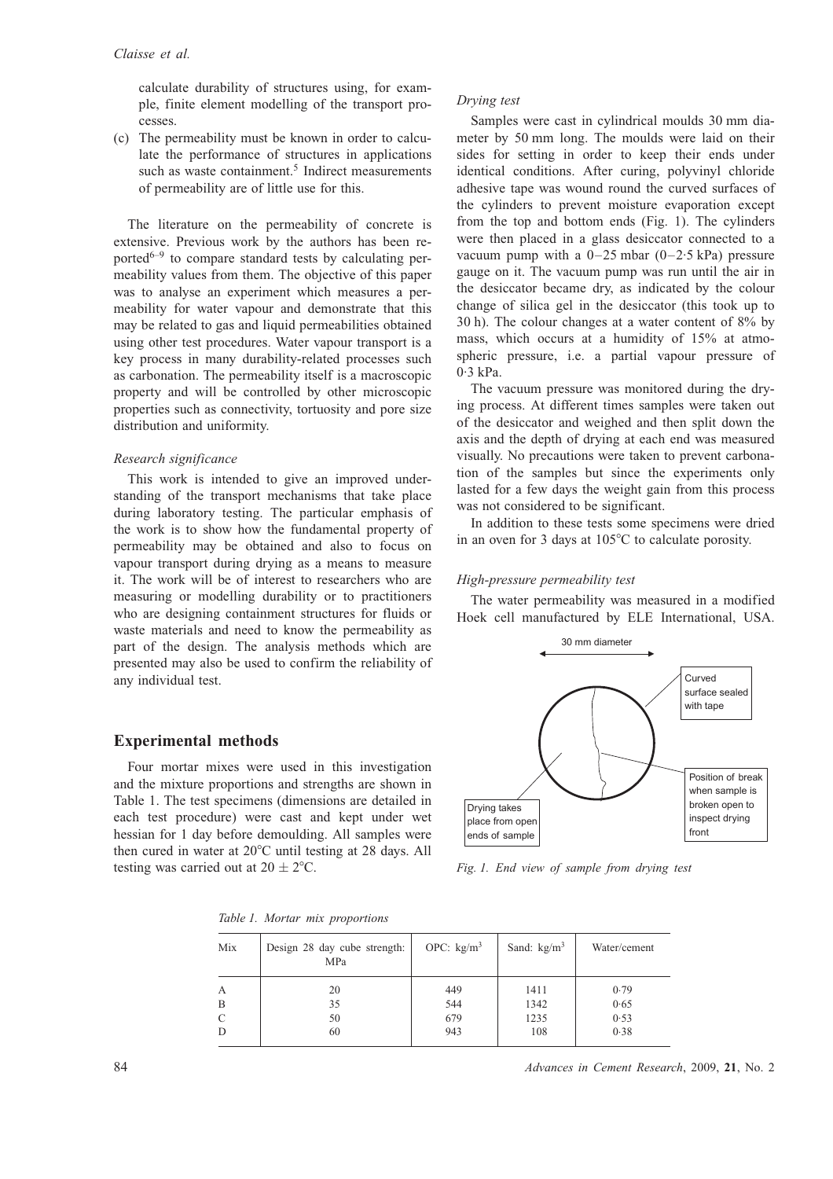calculate durability of structures using, for example, finite element modelling of the transport processes.

(c) The permeability must be known in order to calculate the performance of structures in applications such as waste containment.[5] Indirect measurements of permeability are of little use for this.

The literature on the permeability of concrete is extensive. Previous work by the authors has been reported[6–9] to compare standard tests by calculating permeability values from them. The objective of this paper was to analyse an experiment which measures a permeability for water vapour and demonstrate that this may be related to gas and liquid permeabilities obtained using other test procedures. Water vapour transport is a key process in many durability-related processes such as carbonation. The permeability itself is a macroscopic property and will be controlled by other microscopic properties such as connectivity, tortuosity and pore size distribution and uniformity.

*Research significance*

This work is intended to give an improved understanding of the transport mechanisms that take place during laboratory testing. The particular emphasis of the work is to show how the fundamental property of permeability may be obtained and also to focus on vapour transport during drying as a means to measure it. The work will be of interest to researchers who are measuring or modelling durability or to practitioners who are designing containment structures for fluids or waste materials and need to know the permeability as part of the design. The analysis methods which are presented may also be used to confirm the reliability of any individual test.

## Experimental methods

Four mortar mixes were used in this investigation and the mixture proportions and strengths are shown in Table 1. The test specimens (dimensions are detailed in each test procedure) were cast and kept under wet hessian for 1 day before demoulding. All samples were then cured in water at 20°C until testing at 28 days. All testing was carried out at $20 \pm 2$°C.

*Drying test*

Samples were cast in cylindrical moulds 30 mm diameter by 50 mm long. The moulds were laid on their sides for setting in order to keep their ends under identical conditions. After curing, polyvinyl chloride adhesive tape was wound round the curved surfaces of the cylinders to prevent moisture evaporation except from the top and bottom ends (Fig. 1). The cylinders were then placed in a glass desiccator connected to a vacuum pump with a 0–25 mbar (0–2·5 kPa) pressure gauge on it. The vacuum pump was run until the air in the desiccator became dry, as indicated by the colour change of silica gel in the desiccator (this took up to 30 h). The colour changes at a water content of 8% by mass, which occurs at a humidity of 15% at atmospheric pressure, i.e. a partial vapour pressure of 0·3 kPa.

The vacuum pressure was monitored during the drying process. At different times samples were taken out of the desiccator and weighed and then split down the axis and the depth of drying at each end was measured visually. No precautions were taken to prevent carbonation of the samples but since the experiments only lasted for a few days the weight gain from this process was not considered to be significant.

In addition to these tests some specimens were dried in an oven for 3 days at 105°C to calculate porosity.

*High-pressure permeability test*

The water permeability was measured in a modified Hoek cell manufactured by ELE International, USA.

30 mm diameter

Curved surface sealed with tape

Position of break when sample is broken open to inspect drying front

Drying takes place from open ends of sample

*Fig. 1. End view of sample from drying test*

*Table 1. Mortar mix proportions*

| Mix | Design 28 day cube strength: MPa | OPC: kg/m³ | Sand: kg/m³ | Water/cement |
|---|---|---|---|---|
| A | 20 | 449 | 1411 | 0·79 |
| B | 35 | 544 | 1342 | 0·65 |
| C | 50 | 679 | 1235 | 0·53 |
| D | 60 | 943 | 108 | 0·38 |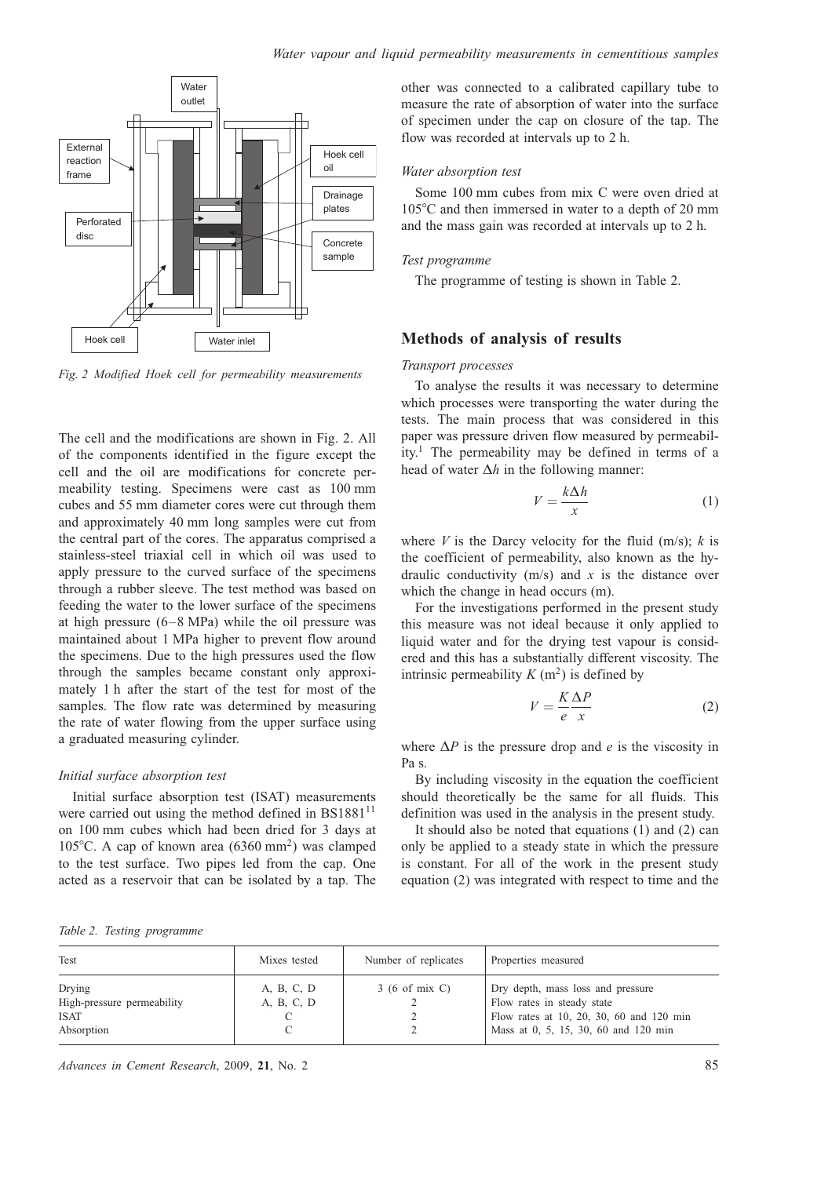Fig. 2 Modified Hoek cell for permeability measurements

The cell and the modifications are shown in Fig. 2. All of the components identified in the figure except the cell and the oil are modifications for concrete permeability testing. Specimens were cast as 100 mm cubes and 55 mm diameter cores were cut through them and approximately 40 mm long samples were cut from the central part of the cores. The apparatus comprised a stainless-steel triaxial cell in which oil was used to apply pressure to the curved surface of the specimens through a rubber sleeve. The test method was based on feeding the water to the lower surface of the specimens at high pressure (6–8 MPa) while the oil pressure was maintained about 1 MPa higher to prevent flow around the specimens. Due to the high pressures used the flow through the samples became constant only approximately 1 h after the start of the test for most of the samples. The flow rate was determined by measuring the rate of water flowing from the upper surface using a graduated measuring cylinder.

### *Initial surface absorption test*

Initial surface absorption test (ISAT) measurements were carried out using the method defined in BS1881[11] on 100 mm cubes which had been dried for 3 days at 105°C. A cap of known area (6360 $mm^2$) was clamped to the test surface. Two pipes led from the cap. One acted as a reservoir that can be isolated by a tap. The other was connected to a calibrated capillary tube to measure the rate of absorption of water into the surface of specimen under the cap on closure of the tap. The flow was recorded at intervals up to 2 h.

### *Water absorption test*

Some 100 mm cubes from mix C were oven dried at 105°C and then immersed in water to a depth of 20 mm and the mass gain was recorded at intervals up to 2 h.

### *Test programme*

The programme of testing is shown in Table 2.

## Methods of analysis of results

### *Transport processes*

To analyse the results it was necessary to determine which processes were transporting the water during the tests. The main process that was considered in this paper was pressure driven flow measured by permeability.[1] The permeability may be defined in terms of a head of water $\Delta h$ in the following manner:

$$V = \frac{k\Delta h}{x} \tag{1}$$

where $V$ is the Darcy velocity for the fluid (m/s); $k$ is the coefficient of permeability, also known as the hydraulic conductivity (m/s) and $x$ is the distance over which the change in head occurs (m).

For the investigations performed in the present study this measure was not ideal because it only applied to liquid water and for the drying test vapour is considered and this has a substantially different viscosity. The intrinsic permeability $K$ ($m^2$) is defined by

$$V = \frac{K}{e}\frac{\Delta P}{x} \tag{2}$$

where $\Delta P$ is the pressure drop and $e$ is the viscosity in Pa s.

By including viscosity in the equation the coefficient should theoretically be the same for all fluids. This definition was used in the analysis in the present study.

It should also be noted that equations (1) and (2) can only be applied to a steady state in which the pressure is constant. For all of the work in the present study equation (2) was integrated with respect to time and the

*Table 2. Testing programme*

| Test | Mixes tested | Number of replicates | Properties measured |
|---|---|---|---|
| Drying | A, B, C, D | 3 (6 of mix C) | Dry depth, mass loss and pressure |
| High-pressure permeability | A, B, C, D | 2 | Flow rates in steady state |
| ISAT | C | 2 | Flow rates at 10, 20, 30, 60 and 120 min |
| Absorption | C | 2 | Mass at 0, 5, 15, 30, 60 and 120 min |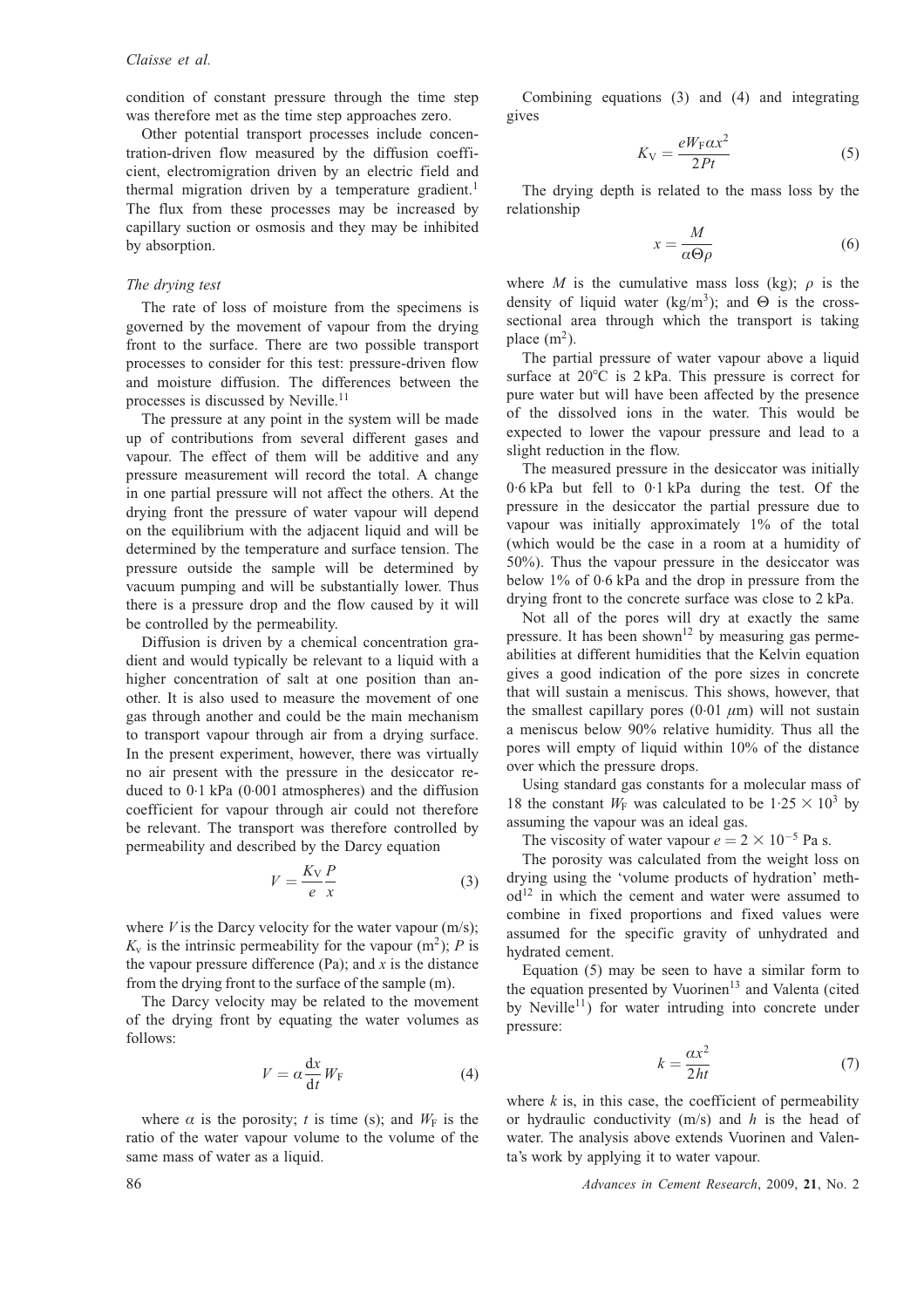condition of constant pressure through the time step was therefore met as the time step approaches zero.

Other potential transport processes include concentration-driven flow measured by the diffusion coefficient, electromigration driven by an electric field and thermal migration driven by a temperature gradient.[1] The flux from these processes may be increased by capillary suction or osmosis and they may be inhibited by absorption.

*The drying test*

The rate of loss of moisture from the specimens is governed by the movement of vapour from the drying front to the surface. There are two possible transport processes to consider for this test: pressure-driven flow and moisture diffusion. The differences between the processes is discussed by Neville.[11]

The pressure at any point in the system will be made up of contributions from several different gases and vapour. The effect of them will be additive and any pressure measurement will record the total. A change in one partial pressure will not affect the others. At the drying front the pressure of water vapour will depend on the equilibrium with the adjacent liquid and will be determined by the temperature and surface tension. The pressure outside the sample will be determined by vacuum pumping and will be substantially lower. Thus there is a pressure drop and the flow caused by it will be controlled by the permeability.

Diffusion is driven by a chemical concentration gradient and would typically be relevant to a liquid with a higher concentration of salt at one position than another. It is also used to measure the movement of one gas through another and could be the main mechanism to transport vapour through air from a drying surface. In the present experiment, however, there was virtually no air present with the pressure in the desiccator reduced to 0·1 kPa (0·001 atmospheres) and the diffusion coefficient for vapour through air could not therefore be relevant. The transport was therefore controlled by permeability and described by the Darcy equation

$$V = \frac{K_V}{e}\frac{P}{x} \tag{3}$$

where $V$ is the Darcy velocity for the water vapour (m/s); $K_v$ is the intrinsic permeability for the vapour (m$^2$); $P$ is the vapour pressure difference (Pa); and $x$ is the distance from the drying front to the surface of the sample (m).

The Darcy velocity may be related to the movement of the drying front by equating the water volumes as follows:

$$V = \alpha \frac{dx}{dt} W_F \tag{4}$$

where $\alpha$ is the porosity; $t$ is time (s); and $W_F$ is the ratio of the water vapour volume to the volume of the same mass of water as a liquid.

Combining equations (3) and (4) and integrating gives

$$K_V = \frac{e W_F \alpha x^2}{2Pt} \tag{5}$$

The drying depth is related to the mass loss by the relationship

$$x = \frac{M}{\alpha \Theta \rho} \tag{6}$$

where $M$ is the cumulative mass loss (kg); $\rho$ is the density of liquid water (kg/m$^3$); and $\Theta$ is the cross-sectional area through which the transport is taking place (m$^2$).

The partial pressure of water vapour above a liquid surface at 20°C is 2 kPa. This pressure is correct for pure water but will have been affected by the presence of the dissolved ions in the water. This would be expected to lower the vapour pressure and lead to a slight reduction in the flow.

The measured pressure in the desiccator was initially 0·6 kPa but fell to 0·1 kPa during the test. Of the pressure in the desiccator the partial pressure due to vapour was initially approximately 1% of the total (which would be the case in a room at a humidity of 50%). Thus the vapour pressure in the desiccator was below 1% of 0·6 kPa and the drop in pressure from the drying front to the concrete surface was close to 2 kPa.

Not all of the pores will dry at exactly the same pressure. It has been shown[12] by measuring gas permeabilities at different humidities that the Kelvin equation gives a good indication of the pore sizes in concrete that will sustain a meniscus. This shows, however, that the smallest capillary pores (0·01 μm) will not sustain a meniscus below 90% relative humidity. Thus all the pores will empty of liquid within 10% of the distance over which the pressure drops.

Using standard gas constants for a molecular mass of 18 the constant $W_F$ was calculated to be $1{\cdot}25 \times 10^3$ by assuming the vapour was an ideal gas.

The viscosity of water vapour $e = 2 \times 10^{-5}$ Pa s.

The porosity was calculated from the weight loss on drying using the 'volume products of hydration' method[12] in which the cement and water were assumed to combine in fixed proportions and fixed values were assumed for the specific gravity of unhydrated and hydrated cement.

Equation (5) may be seen to have a similar form to the equation presented by Vuorinen[13] and Valenta (cited by Neville[11]) for water intruding into concrete under pressure:

$$k = \frac{\alpha x^2}{2ht} \tag{7}$$

where $k$ is, in this case, the coefficient of permeability or hydraulic conductivity (m/s) and $h$ is the head of water. The analysis above extends Vuorinen and Valenta's work by applying it to water vapour.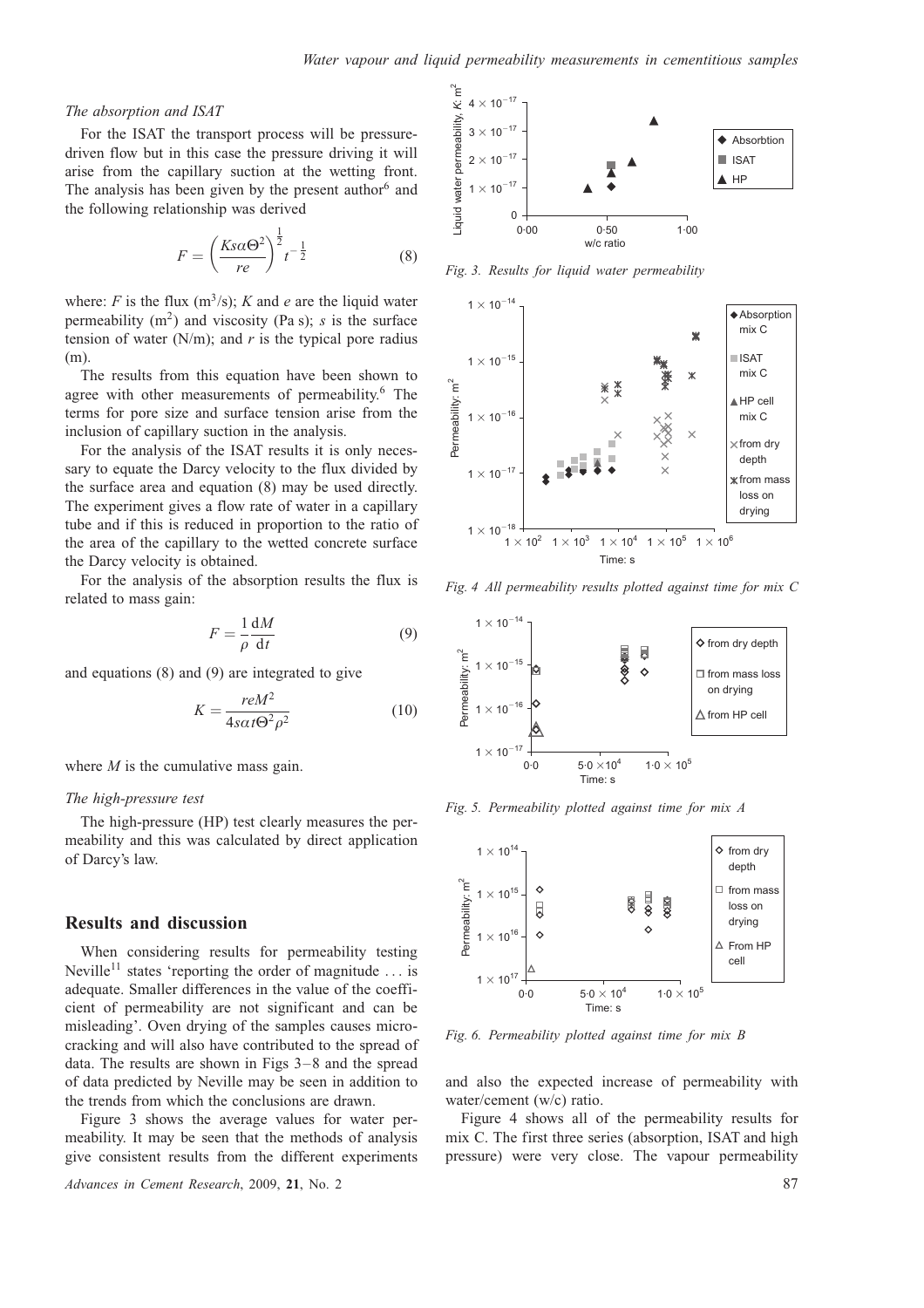### The absorption and ISAT

For the ISAT the transport process will be pressure-driven flow but in this case the pressure driving it will arise from the capillary suction at the wetting front. The analysis has been given by the present author[6] and the following relationship was derived

$$F = \left(\frac{Ks\alpha\Theta^2}{re}\right)^{\frac{1}{2}} t^{-\frac{1}{2}} \tag{8}$$

where: $F$ is the flux (m$^3$/s); $K$ and $e$ are the liquid water permeability (m$^2$) and viscosity (Pa s); $s$ is the surface tension of water (N/m); and $r$ is the typical pore radius (m).

The results from this equation have been shown to agree with other measurements of permeability.[6] The terms for pore size and surface tension arise from the inclusion of capillary suction in the analysis.

For the analysis of the ISAT results it is only necessary to equate the Darcy velocity to the flux divided by the surface area and equation (8) may be used directly. The experiment gives a flow rate of water in a capillary tube and if this is reduced in proportion to the ratio of the area of the capillary to the wetted concrete surface the Darcy velocity is obtained.

For the analysis of the absorption results the flux is related to mass gain:

$$F = \frac{1}{\rho}\frac{\mathrm{d}M}{\mathrm{d}t} \tag{9}$$

and equations (8) and (9) are integrated to give

$$K = \frac{reM^2}{4s\alpha t\Theta^2\rho^2} \tag{10}$$

where $M$ is the cumulative mass gain.

### The high-pressure test

The high-pressure (HP) test clearly measures the permeability and this was calculated by direct application of Darcy's law.

## Results and discussion

When considering results for permeability testing Neville[11] states 'reporting the order of magnitude ... is adequate. Smaller differences in the value of the coefficient of permeability are not significant and can be misleading'. Oven drying of the samples causes microcracking and will also have contributed to the spread of data. The results are shown in Figs 3–8 and the spread of data predicted by Neville may be seen in addition to the trends from which the conclusions are drawn.

Figure 3 shows the average values for water permeability. It may be seen that the methods of analysis give consistent results from the different experiments and also the expected increase of permeability with water/cement (w/c) ratio.

Figure 4 shows all of the permeability results for mix C. The first three series (absorption, ISAT and high pressure) were very close. The vapour permeability

*Fig. 3. Results for liquid water permeability*

*Fig. 4 All permeability results plotted against time for mix C*

*Fig. 5. Permeability plotted against time for mix A*

*Fig. 6. Permeability plotted against time for mix B*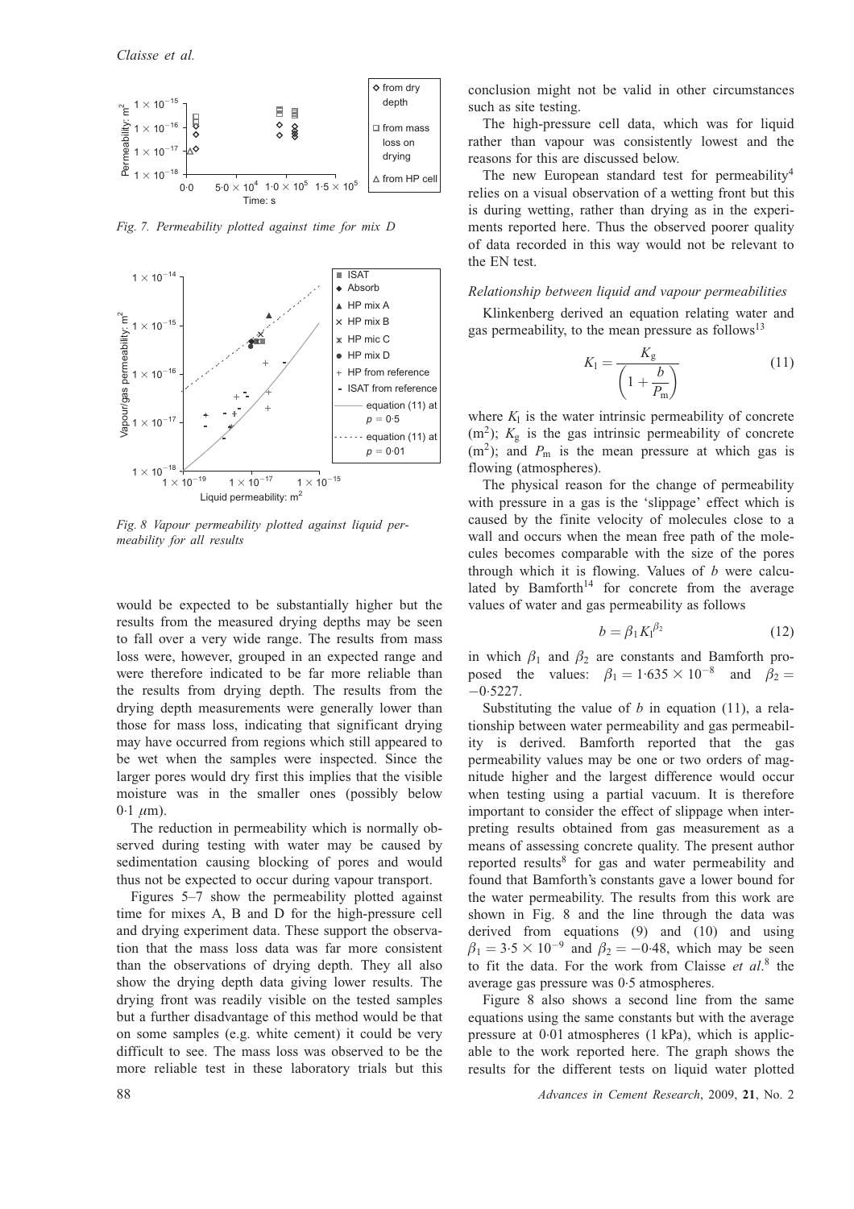Permeability: m$^2$

$1 \times 10^{-15}$

$1 \times 10^{-16}$

$1 \times 10^{-17}$

$1 \times 10^{-18}$

0·0

$5{\cdot}0 \times 10^4$

$1{\cdot}0 \times 10^5$

$1{\cdot}5 \times 10^5$

Time: s

from dry depth

from mass loss on drying

from HP cell

*Fig. 7. Permeability plotted against time for mix D*

Vapour/gas permeability: m$^2$

$1 \times 10^{-14}$

$1 \times 10^{-15}$

$1 \times 10^{-16}$

$1 \times 10^{-17}$

$1 \times 10^{-18}$

$1 \times 10^{-19}$

$1 \times 10^{-17}$

$1 \times 10^{-15}$

Liquid permeability: m$^2$

ISAT

Absorb

HP mix A

HP mix B

HP mic C

HP mix D

HP from reference

ISAT from reference

equation (11) at $p = 0{\cdot}5$

equation (11) at $p = 0{\cdot}01$

*Fig. 8 Vapour permeability plotted against liquid permeability for all results*

would be expected to be substantially higher but the results from the measured drying depths may be seen to fall over a very wide range. The results from mass loss were, however, grouped in an expected range and were therefore indicated to be far more reliable than the results from drying depth. The results from the drying depth measurements were generally lower than those for mass loss, indicating that significant drying may have occurred from regions which still appeared to be wet when the samples were inspected. Since the larger pores would dry first this implies that the visible moisture was in the smaller ones (possibly below 0·1 $\mu$m).

The reduction in permeability which is normally observed during testing with water may be caused by sedimentation causing blocking of pores and would thus not be expected to occur during vapour transport.

Figures 5–7 show the permeability plotted against time for mixes A, B and D for the high-pressure cell and drying experiment data. These support the observation that the mass loss data was far more consistent than the observations of drying depth. They all also show the drying depth data giving lower results. The drying front was readily visible on the tested samples but a further disadvantage of this method would be that on some samples (e.g. white cement) it could be very difficult to see. The mass loss was observed to be the more reliable test in these laboratory trials but this conclusion might not be valid in other circumstances such as site testing.

The high-pressure cell data, which was for liquid rather than vapour was consistently lowest and the reasons for this are discussed below.

The new European standard test for permeability[4] relies on a visual observation of a wetting front but this is during wetting, rather than drying as in the experiments reported here. Thus the observed poorer quality of data recorded in this way would not be relevant to the EN test.

### *Relationship between liquid and vapour permeabilities*

Klinkenberg derived an equation relating water and gas permeability, to the mean pressure as follows[13]

$$K_l = \frac{K_g}{\left(1 + \dfrac{b}{P_m}\right)} \tag{11}$$

where $K_l$ is the water intrinsic permeability of concrete (m$^2$); $K_g$ is the gas intrinsic permeability of concrete (m$^2$); and $P_m$ is the mean pressure at which gas is flowing (atmospheres).

The physical reason for the change of permeability with pressure in a gas is the 'slippage' effect which is caused by the finite velocity of molecules close to a wall and occurs when the mean free path of the molecules becomes comparable with the size of the pores through which it is flowing. Values of $b$ were calculated by Bamforth[14] for concrete from the average values of water and gas permeability as follows

$$b = \beta_1 K_l^{\beta_2} \tag{12}$$

in which $\beta_1$ and $\beta_2$ are constants and Bamforth proposed the values: $\beta_1 = 1{\cdot}635 \times 10^{-8}$ and $\beta_2 = -0{\cdot}5227$.

Substituting the value of $b$ in equation (11), a relationship between water permeability and gas permeability is derived. Bamforth reported that the gas permeability values may be one or two orders of magnitude higher and the largest difference would occur when testing using a partial vacuum. It is therefore important to consider the effect of slippage when interpreting results obtained from gas measurement as a means of assessing concrete quality. The present author reported results[8] for gas and water permeability and found that Bamforth's constants gave a lower bound for the water permeability. The results from this work are shown in Fig. 8 and the line through the data was derived from equations (9) and (10) and using $\beta_1 = 3{\cdot}5 \times 10^{-9}$ and $\beta_2 = -0{\cdot}48$, which may be seen to fit the data. For the work from Claisse *et al*.[8] the average gas pressure was 0·5 atmospheres.

Figure 8 also shows a second line from the same equations using the same constants but with the average pressure at 0·01 atmospheres (1 kPa), which is applicable to the work reported here. The graph shows the results for the different tests on liquid water plotted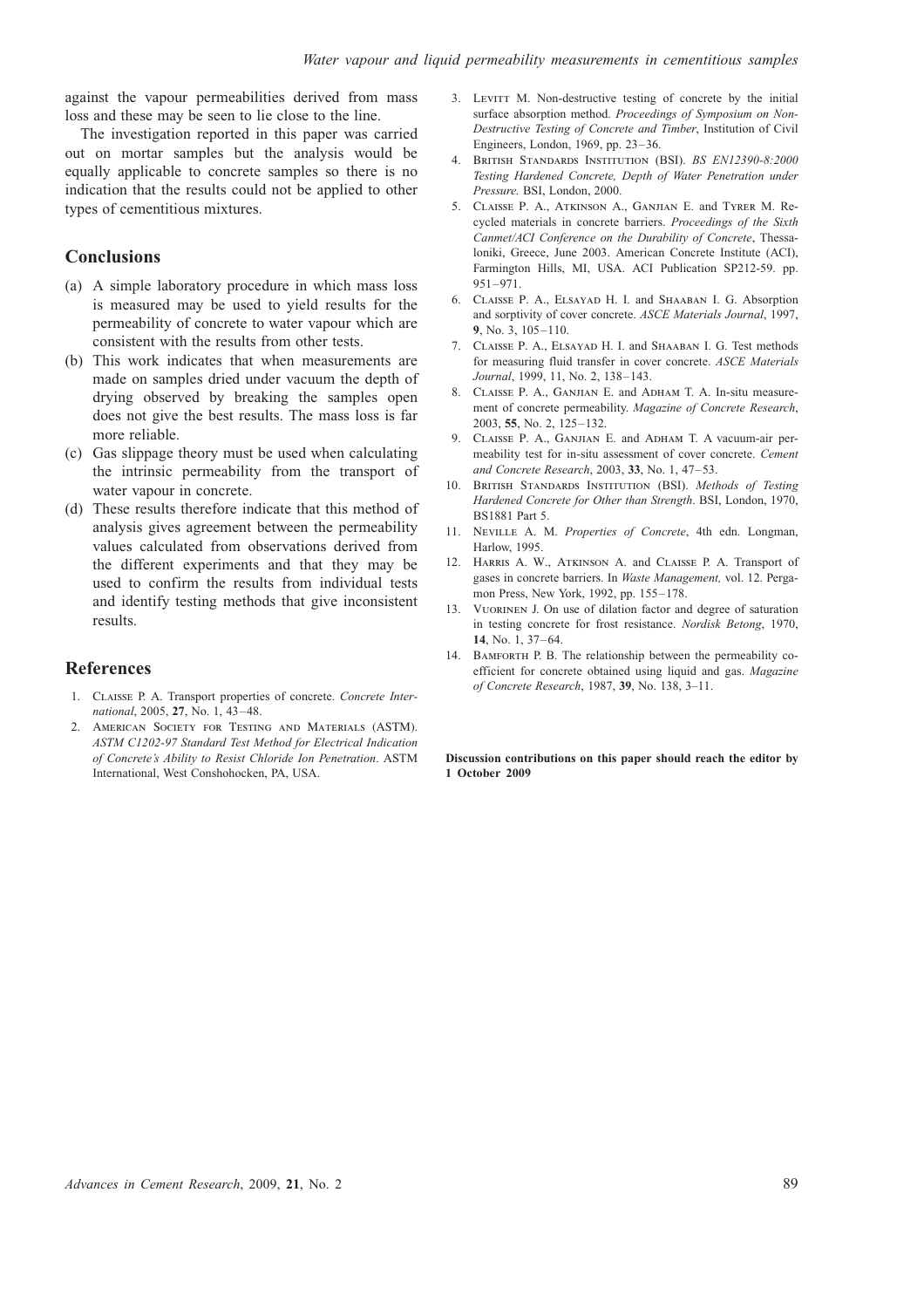against the vapour permeabilities derived from mass loss and these may be seen to lie close to the line.

The investigation reported in this paper was carried out on mortar samples but the analysis would be equally applicable to concrete samples so there is no indication that the results could not be applied to other types of cementitious mixtures.

## Conclusions

(a) A simple laboratory procedure in which mass loss is measured may be used to yield results for the permeability of concrete to water vapour which are consistent with the results from other tests.

(b) This work indicates that when measurements are made on samples dried under vacuum the depth of drying observed by breaking the samples open does not give the best results. The mass loss is far more reliable.

(c) Gas slippage theory must be used when calculating the intrinsic permeability from the transport of water vapour in concrete.

(d) These results therefore indicate that this method of analysis gives agreement between the permeability values calculated from observations derived from the different experiments and that they may be used to confirm the results from individual tests and identify testing methods that give inconsistent results.

## References

1. Claisse P. A. Transport properties of concrete. *Concrete International*, 2005, **27**, No. 1, 43–48.
2. American Society for Testing and Materials (ASTM). *ASTM C1202-97 Standard Test Method for Electrical Indication of Concrete's Ability to Resist Chloride Ion Penetration*. ASTM International, West Conshohocken, PA, USA.
3. Levitt M. Non-destructive testing of concrete by the initial surface absorption method. *Proceedings of Symposium on Non-Destructive Testing of Concrete and Timber*, Institution of Civil Engineers, London, 1969, pp. 23–36.
4. British Standards Institution (BSI). *BS EN12390-8:2000 Testing Hardened Concrete, Depth of Water Penetration under Pressure.* BSI, London, 2000.
5. Claisse P. A., Atkinson A., Ganjian E. and Tyrer M. Recycled materials in concrete barriers. *Proceedings of the Sixth Canmet/ACI Conference on the Durability of Concrete*, Thessaloniki, Greece, June 2003. American Concrete Institute (ACI), Farmington Hills, MI, USA. ACI Publication SP212-59. pp. 951–971.
6. Claisse P. A., Elsayad H. I. and Shaaban I. G. Absorption and sorptivity of cover concrete. *ASCE Materials Journal*, 1997, **9**, No. 3, 105–110.
7. Claisse P. A., Elsayad H. I. and Shaaban I. G. Test methods for measuring fluid transfer in cover concrete. *ASCE Materials Journal*, 1999, 11, No. 2, 138–143.
8. Claisse P. A., Ganjian E. and Adham T. A. In-situ measurement of concrete permeability. *Magazine of Concrete Research*, 2003, **55**, No. 2, 125–132.
9. Claisse P. A., Ganjian E. and Adham T. A vacuum-air permeability test for in-situ assessment of cover concrete. *Cement and Concrete Research*, 2003, **33**, No. 1, 47–53.
10. British Standards Institution (BSI). *Methods of Testing Hardened Concrete for Other than Strength*. BSI, London, 1970, BS1881 Part 5.
11. Neville A. M. *Properties of Concrete*, 4th edn. Longman, Harlow, 1995.
12. Harris A. W., Atkinson A. and Claisse P. A. Transport of gases in concrete barriers. In *Waste Management,* vol. 12. Pergamon Press, New York, 1992, pp. 155–178.
13. Vuorinen J. On use of dilation factor and degree of saturation in testing concrete for frost resistance. *Nordisk Betong*, 1970, **14**, No. 1, 37–64.
14. Bamforth P. B. The relationship between the permeability coefficient for concrete obtained using liquid and gas. *Magazine of Concrete Research*, 1987, **39**, No. 138, 3–11.

**Discussion contributions on this paper should reach the editor by 1 October 2009**